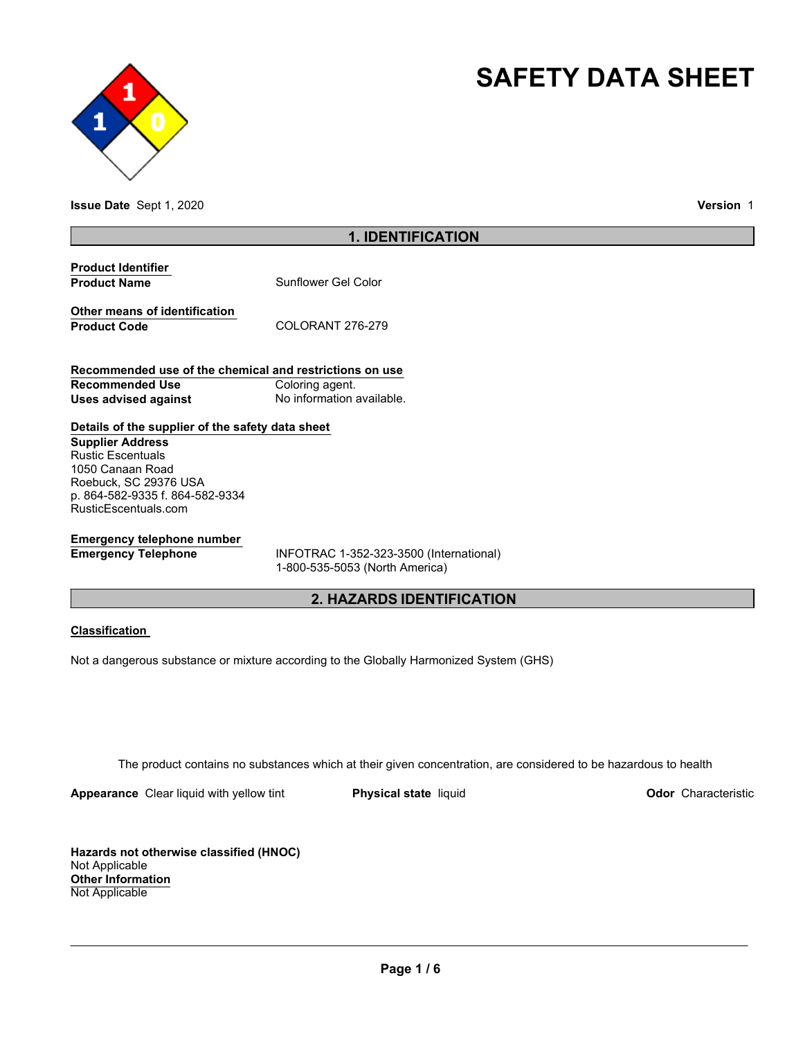# SAFETY DATA SHEET

**Issue Date** Sept 1, 2020

**Version** 1

## 1. IDENTIFICATION

**Product Identifier**

| | |
|---|---|
| **Product Name** | Sunflower Gel Color |

**Other means of identification**

| | |
|---|---|
| **Product Code** | COLORANT 276-279 |

**Recommended use of the chemical and restrictions on use**

| | |
|---|---|
| **Recommended Use** | Coloring agent. |
| **Uses advised against** | No information available. |

**Details of the supplier of the safety data sheet**

**Supplier Address**
Rustic Escentuals
1050 Canaan Road
Roebuck, SC 29376 USA
p. 864-582-9335 f. 864-582-9334
RusticEscentuals.com

**Emergency telephone number**

| | |
|---|---|
| **Emergency Telephone** | INFOTRAC 1-352-323-3500 (International)<br>1-800-535-5053 (North America) |

## 2. HAZARDS IDENTIFICATION

**Classification**

Not a dangerous substance or mixture according to the Globally Harmonized System (GHS)

The product contains no substances which at their given concentration, are considered to be hazardous to health

**Appearance** Clear liquid with yellow tint **Physical state** liquid **Odor** Characteristic

**Hazards not otherwise classified (HNOC)**
Not Applicable

**Other Information**
Not Applicable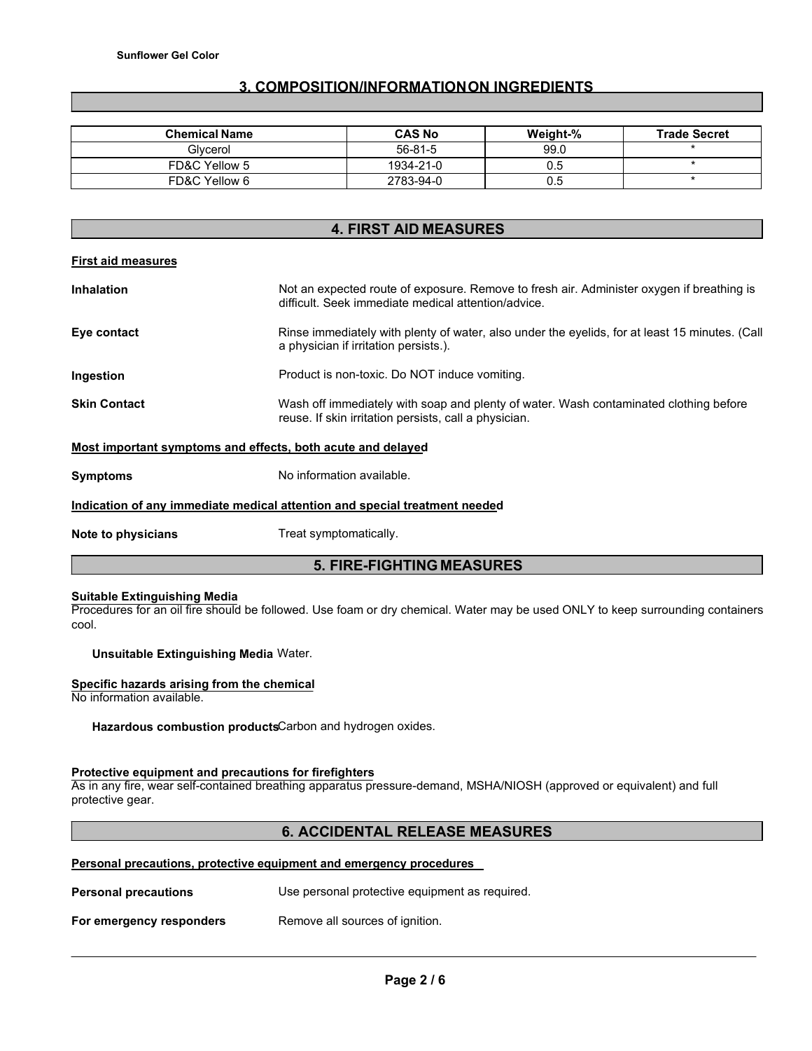## 3. COMPOSITION/INFORMATION ON INGREDIENTS

| Chemical Name | CAS No | Weight-% | Trade Secret |
|---|---|---|---|
| Glycerol | 56-81-5 | 99.0 | * |
| FD&C Yellow 5 | 1934-21-0 | 0.5 | * |
| FD&C Yellow 6 | 2783-94-0 | 0.5 | * |

## 4. FIRST AID MEASURES

**First aid measures**

**Inhalation** Not an expected route of exposure. Remove to fresh air. Administer oxygen if breathing is difficult. Seek immediate medical attention/advice.

**Eye contact** Rinse immediately with plenty of water, also under the eyelids, for at least 15 minutes. (Call a physician if irritation persists.).

**Ingestion** Product is non-toxic. Do NOT induce vomiting.

**Skin Contact** Wash off immediately with soap and plenty of water. Wash contaminated clothing before reuse. If skin irritation persists, call a physician.

**Most important symptoms and effects, both acute and delayed**

**Symptoms** No information available.

**Indication of any immediate medical attention and special treatment needed**

**Note to physicians** Treat symptomatically.

## 5. FIRE-FIGHTING MEASURES

**Suitable Extinguishing Media**

Procedures for an oil fire should be followed. Use foam or dry chemical. Water may be used ONLY to keep surrounding containers cool.

**Unsuitable Extinguishing Media** Water.

**Specific hazards arising from the chemical**

No information available.

**Hazardous combustion products** Carbon and hydrogen oxides.

**Protective equipment and precautions for firefighters**

As in any fire, wear self-contained breathing apparatus pressure-demand, MSHA/NIOSH (approved or equivalent) and full protective gear.

## 6. ACCIDENTAL RELEASE MEASURES

**Personal precautions, protective equipment and emergency procedures**

**Personal precautions** Use personal protective equipment as required.

**For emergency responders** Remove all sources of ignition.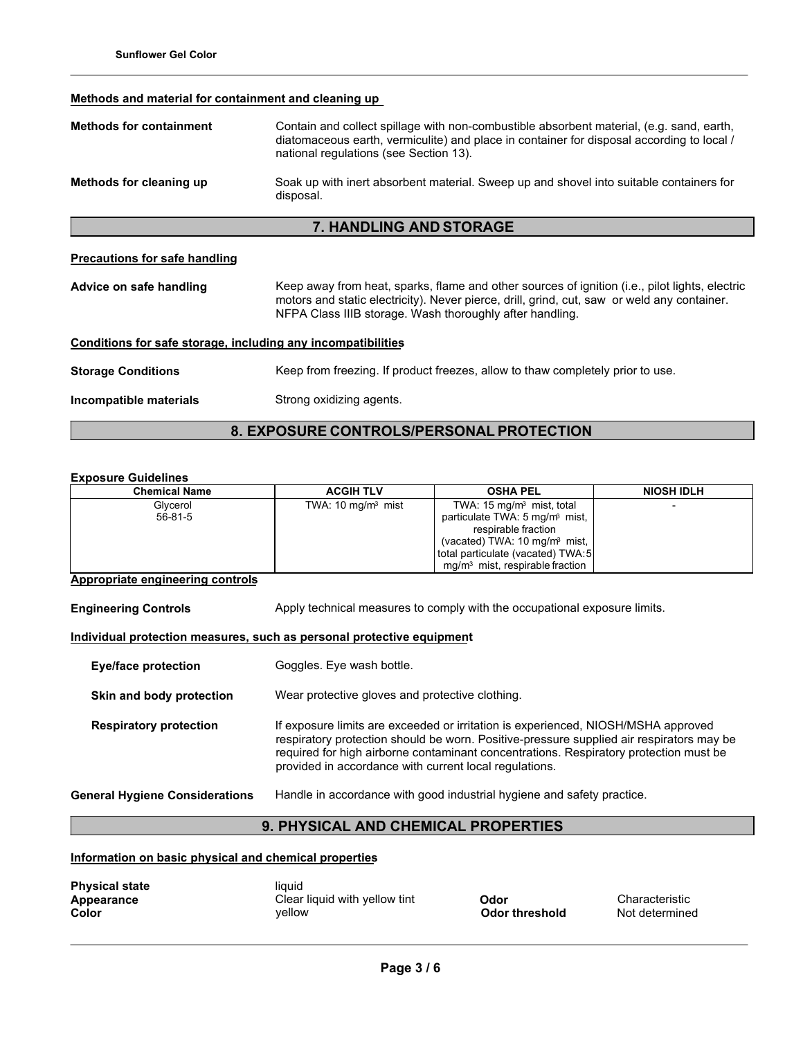### Methods and material for containment and cleaning up

**Methods for containment** Contain and collect spillage with non-combustible absorbent material, (e.g. sand, earth, diatomaceous earth, vermiculite) and place in container for disposal according to local / national regulations (see Section 13).

**Methods for cleaning up** Soak up with inert absorbent material. Sweep up and shovel into suitable containers for disposal.

## 7. HANDLING AND STORAGE

### Precautions for safe handling

**Advice on safe handling** Keep away from heat, sparks, flame and other sources of ignition (i.e., pilot lights, electric motors and static electricity). Never pierce, drill, grind, cut, saw or weld any container. NFPA Class IIIB storage. Wash thoroughly after handling.

### Conditions for safe storage, including any incompatibilities

**Storage Conditions** Keep from freezing. If product freezes, allow to thaw completely prior to use.

**Incompatible materials** Strong oxidizing agents.

## 8. EXPOSURE CONTROLS/PERSONAL PROTECTION

**Exposure Guidelines**

| Chemical Name | ACGIH TLV | OSHA PEL | NIOSH IDLH |
|---|---|---|---|
| Glycerol 56-81-5 | TWA: 10 mg/m³ mist | TWA: 15 mg/m³ mist, total particulate TWA: 5 mg/m³ mist, respirable fraction (vacated) TWA: 10 mg/m³ mist, total particulate (vacated) TWA: 5 mg/m³ mist, respirable fraction | - |

### Appropriate engineering controls

**Engineering Controls** Apply technical measures to comply with the occupational exposure limits.

### Individual protection measures, such as personal protective equipment

**Eye/face protection** Goggles. Eye wash bottle.

**Skin and body protection** Wear protective gloves and protective clothing.

**Respiratory protection** If exposure limits are exceeded or irritation is experienced, NIOSH/MSHA approved respiratory protection should be worn. Positive-pressure supplied air respirators may be required for high airborne contaminant concentrations. Respiratory protection must be provided in accordance with current local regulations.

**General Hygiene Considerations** Handle in accordance with good industrial hygiene and safety practice.

## 9. PHYSICAL AND CHEMICAL PROPERTIES

### Information on basic physical and chemical properties

**Physical state** liquid
**Appearance** Clear liquid with yellow tint
**Color** yellow
**Odor** Characteristic
**Odor threshold** Not determined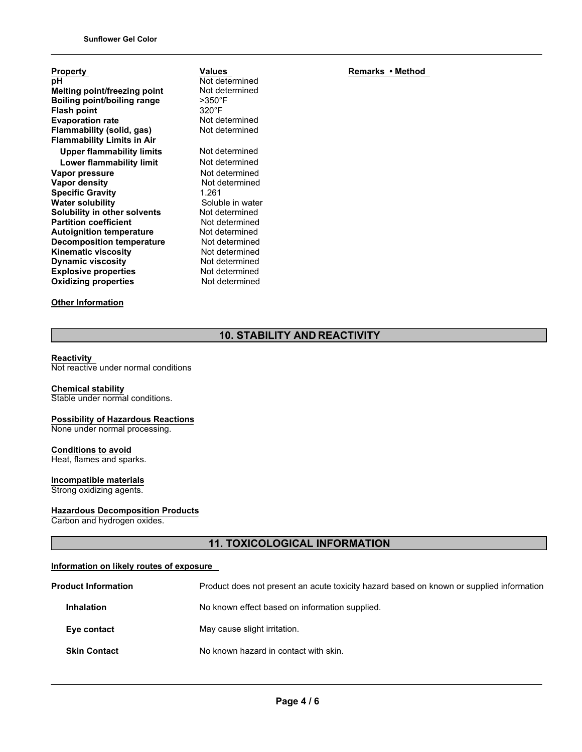| Property | Values | Remarks • Method |
|---|---|---|
| **pH** | Not determined | |
| **Melting point/freezing point** | Not determined | |
| **Boiling point/boiling range** | >350°F | |
| **Flash point** | 320°F | |
| **Evaporation rate** | Not determined | |
| **Flammability (solid, gas)** | Not determined | |
| **Flammability Limits in Air** | | |
| **Upper flammability limits** | Not determined | |
| **Lower flammability limit** | Not determined | |
| **Vapor pressure** | Not determined | |
| **Vapor density** | Not determined | |
| **Specific Gravity** | 1.261 | |
| **Water solubility** | Soluble in water | |
| **Solubility in other solvents** | Not determined | |
| **Partition coefficient** | Not determined | |
| **Autoignition temperature** | Not determined | |
| **Decomposition temperature** | Not determined | |
| **Kinematic viscosity** | Not determined | |
| **Dynamic viscosity** | Not determined | |
| **Explosive properties** | Not determined | |
| **Oxidizing properties** | Not determined | |

**Other Information**

## 10. STABILITY AND REACTIVITY

**Reactivity**
Not reactive under normal conditions

**Chemical stability**
Stable under normal conditions.

**Possibility of Hazardous Reactions**
None under normal processing.

**Conditions to avoid**
Heat, flames and sparks.

**Incompatible materials**
Strong oxidizing agents.

**Hazardous Decomposition Products**
Carbon and hydrogen oxides.

## 11. TOXICOLOGICAL INFORMATION

**Information on likely routes of exposure**

**Product Information** Product does not present an acute toxicity hazard based on known or supplied information

**Inhalation** No known effect based on information supplied.

**Eye contact** May cause slight irritation.

**Skin Contact** No known hazard in contact with skin.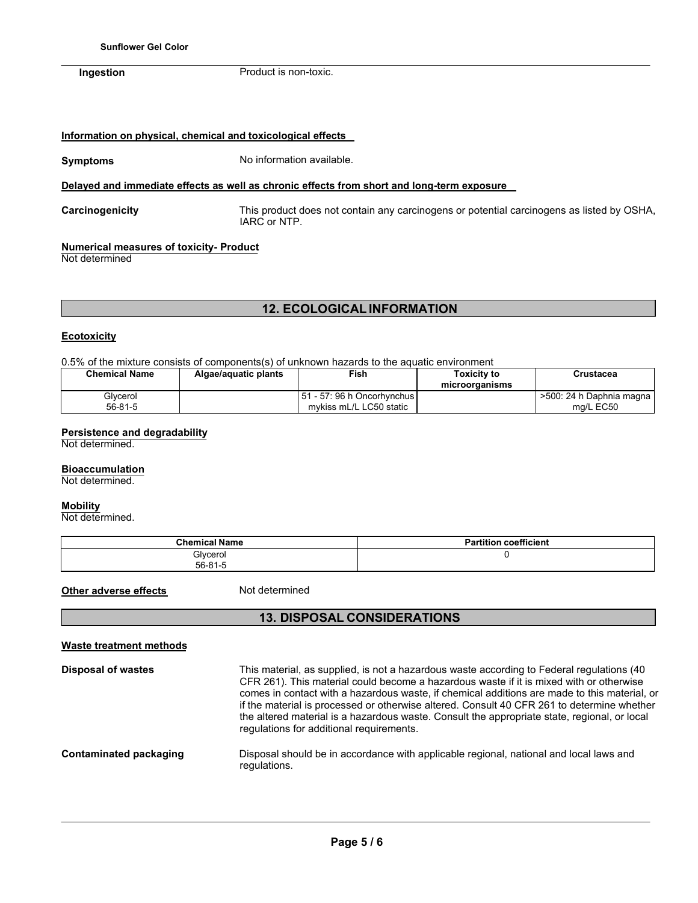**Ingestion** Product is non-toxic.

**Information on physical, chemical and toxicological effects**

**Symptoms** No information available.

**Delayed and immediate effects as well as chronic effects from short and long-term exposure**

**Carcinogenicity** This product does not contain any carcinogens or potential carcinogens as listed by OSHA, IARC or NTP.

**Numerical measures of toxicity- Product**

Not determined

## 12. ECOLOGICAL INFORMATION

**Ecotoxicity**

0.5% of the mixture consists of components(s) of unknown hazards to the aquatic environment

| Chemical Name | Algae/aquatic plants | Fish | Toxicity to microorganisms | Crustacea |
|---|---|---|---|---|
| Glycerol 56-81-5 | | 51 - 57: 96 h Oncorhynchus mykiss mL/L LC50 static | | >500: 24 h Daphnia magna mg/L EC50 |

**Persistence and degradability**

Not determined.

**Bioaccumulation**

Not determined.

**Mobility**

Not determined.

| Chemical Name | Partition coefficient |
|---|---|
| Glycerol 56-81-5 | 0 |

**Other adverse effects** Not determined

## 13. DISPOSAL CONSIDERATIONS

**Waste treatment methods**

**Disposal of wastes** This material, as supplied, is not a hazardous waste according to Federal regulations (40 CFR 261). This material could become a hazardous waste if it is mixed with or otherwise comes in contact with a hazardous waste, if chemical additions are made to this material, or if the material is processed or otherwise altered. Consult 40 CFR 261 to determine whether the altered material is a hazardous waste. Consult the appropriate state, regional, or local regulations for additional requirements.

**Contaminated packaging** Disposal should be in accordance with applicable regional, national and local laws and regulations.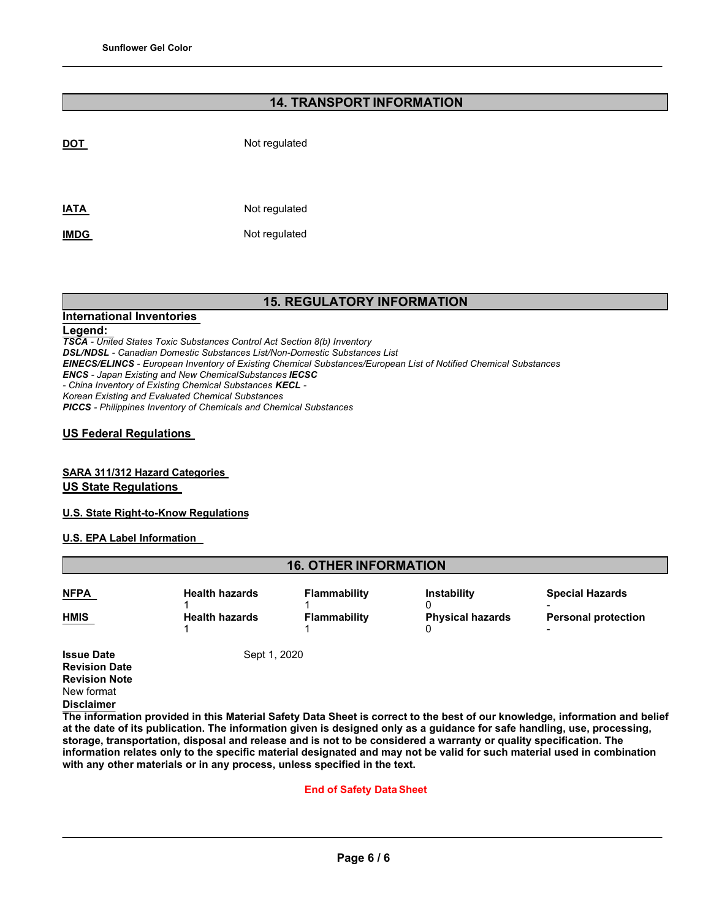## 14. TRANSPORT INFORMATION

**DOT** Not regulated

**IATA** Not regulated

**IMDG** Not regulated

## 15. REGULATORY INFORMATION

**International Inventories**

**Legend:**

***TSCA*** *- United States Toxic Substances Control Act Section 8(b) Inventory*
***DSL/NDSL*** *- Canadian Domestic Substances List/Non-Domestic Substances List*
***EINECS/ELINCS*** *- European Inventory of Existing Chemical Substances/European List of Notified Chemical Substances*
***ENCS*** *- Japan Existing and New ChemicalSubstances* ***IECSC***
*- China Inventory of Existing Chemical Substances* ***KECL*** *-*
*Korean Existing and Evaluated Chemical Substances*
***PICCS*** *- Philippines Inventory of Chemicals and Chemical Substances*

**US Federal Regulations**

**SARA 311/312 Hazard Categories**

**US State Regulations**

**U.S. State Right-to-Know Regulations**

**U.S. EPA Label Information**

## 16. OTHER INFORMATION

| | | | | |
|---|---|---|---|---|
| **NFPA** | **Health hazards** 1 | **Flammability** 1 | **Instability** 0 | **Special Hazards** - |
| **HMIS** | **Health hazards** 1 | **Flammability** 1 | **Physical hazards** 0 | **Personal protection** - |

**Issue Date** Sept 1, 2020
**Revision Date**
**Revision Note**
New format

**Disclaimer**
**The information provided in this Material Safety Data Sheet is correct to the best of our knowledge, information and belief at the date of its publication. The information given is designed only as a guidance for safe handling, use, processing, storage, transportation, disposal and release and is not to be considered a warranty or quality specification. The information relates only to the specific material designated and may not be valid for such material used in combination with any other materials or in any process, unless specified in the text.**

**End of Safety Data Sheet**